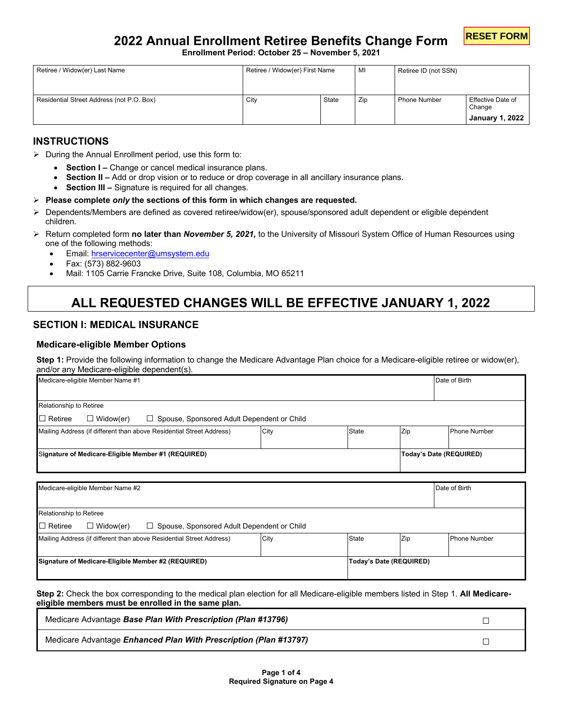RESET FORM

# 2022 Annual Enrollment Retiree Benefits Change Form

**Enrollment Period: October 25 – November 5, 2021**

| Retiree / Widow(er) Last Name | Retiree / Widow(er) First Name | | MI | Retiree ID (not SSN) | |
|---|---|---|---|---|---|
| Residential Street Address (not P.O. Box) | City | State | Zip | Phone Number | Effective Date of Change **January 1, 2022** |

## INSTRUCTIONS

- During the Annual Enrollment period, use this form to:
  - **Section I –** Change or cancel medical insurance plans.
  - **Section II –** Add or drop vision or to reduce or drop coverage in all ancillary insurance plans.
  - **Section III –** Signature is required for all changes.
- **Please complete *only* the sections of this form in which changes are requested.**
- Dependents/Members are defined as covered retiree/widow(er), spouse/sponsored adult dependent or eligible dependent children.
- Return completed form **no later than *November 5, 2021,*** to the University of Missouri System Office of Human Resources using one of the following methods:
  - Email: hrservicecenter@umsystem.edu
  - Fax: (573) 882-9603
  - Mail: 1105 Carrie Francke Drive, Suite 108, Columbia, MO 65211

## ALL REQUESTED CHANGES WILL BE EFFECTIVE JANUARY 1, 2022

## SECTION I: MEDICAL INSURANCE

### Medicare-eligible Member Options

**Step 1:** Provide the following information to change the Medicare Advantage Plan choice for a Medicare-eligible retiree or widow(er), and/or any Medicare-eligible dependent(s).

| Medicare-eligible Member Name #1 | | | | Date of Birth |
|---|---|---|---|---|
| Relationship to Retiree<br>☐ Retiree ☐ Widow(er) ☐ Spouse, Sponsored Adult Dependent or Child | | | | |
| Mailing Address (if different than above Residential Street Address) | City | State | Zip | Phone Number |
| **Signature of Medicare-Eligible Member #1 (REQUIRED)** | | | **Today's Date (REQUIRED)** | |

| Medicare-eligible Member Name #2 | | | | Date of Birth |
|---|---|---|---|---|
| Relationship to Retiree<br>☐ Retiree ☐ Widow(er) ☐ Spouse, Sponsored Adult Dependent or Child | | | | |
| Mailing Address (if different than above Residential Street Address) | City | State | Zip | Phone Number |
| **Signature of Medicare-Eligible Member #2 (REQUIRED)** | | **Today's Date (REQUIRED)** | | |

**Step 2:** Check the box corresponding to the medical plan election for all Medicare-eligible members listed in Step 1. **All Medicare-eligible members must be enrolled in the same plan.**

| | |
|---|---|
| Medicare Advantage ***Base Plan With Prescription (Plan #13796)*** | ☐ |
| Medicare Advantage ***Enhanced Plan With Prescription (Plan #13797)*** | ☐ |

**Required Signature on Page 4**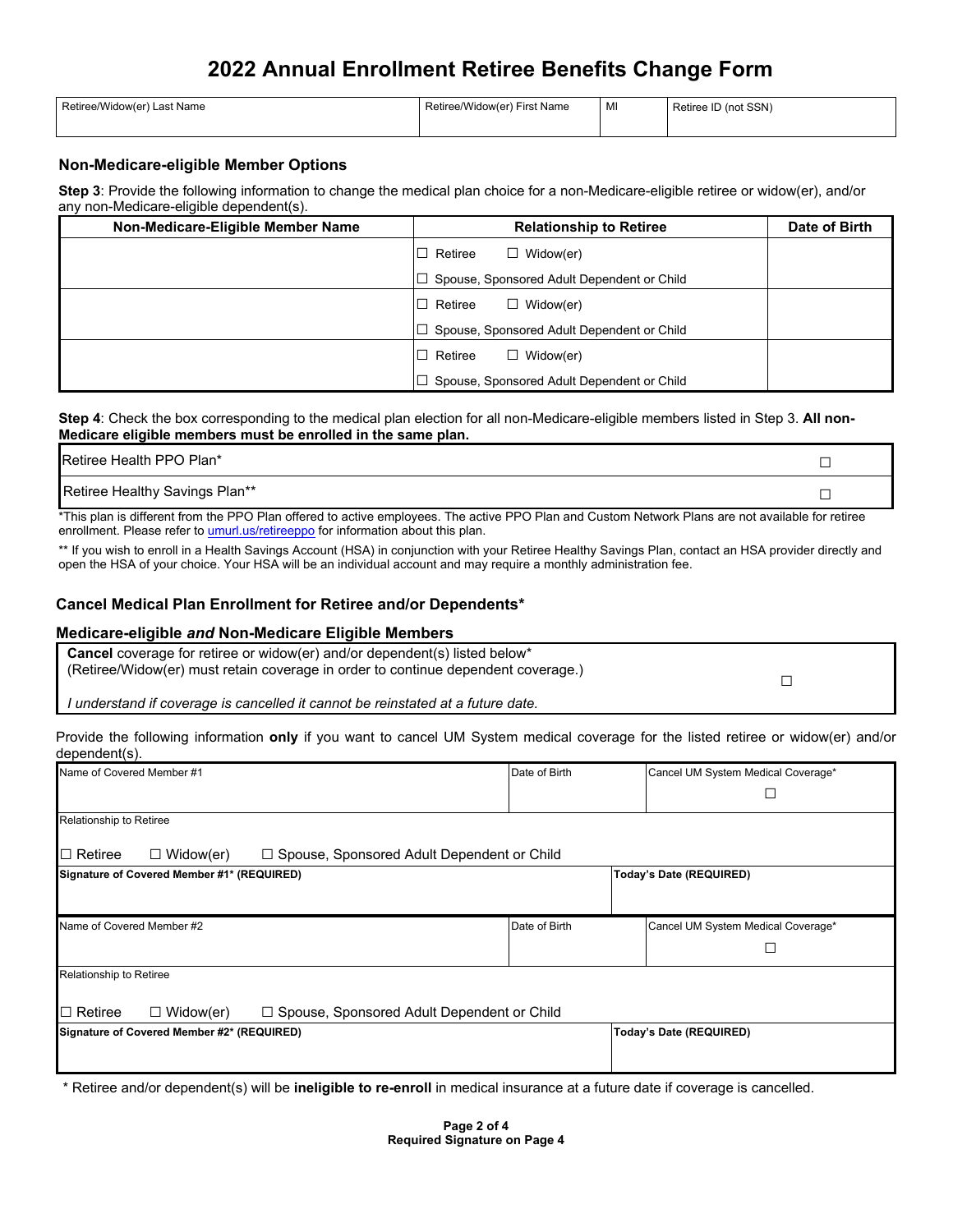# 2022 Annual Enrollment Retiree Benefits Change Form

| Retiree/Widow(er) Last Name | Retiree/Widow(er) First Name | MI | Retiree ID (not SSN) |
|---|---|---|---|
| | | | |

### Non-Medicare-eligible Member Options

**Step 3**: Provide the following information to change the medical plan choice for a non-Medicare-eligible retiree or widow(er), and/or any non-Medicare-eligible dependent(s).

| Non-Medicare-Eligible Member Name | Relationship to Retiree | Date of Birth |
|---|---|---|
| | ☐ Retiree ☐ Widow(er) ☐ Spouse, Sponsored Adult Dependent or Child | |
| | ☐ Retiree ☐ Widow(er) ☐ Spouse, Sponsored Adult Dependent or Child | |
| | ☐ Retiree ☐ Widow(er) ☐ Spouse, Sponsored Adult Dependent or Child | |

**Step 4**: Check the box corresponding to the medical plan election for all non-Medicare-eligible members listed in Step 3. **All non-Medicare eligible members must be enrolled in the same plan.**

| | |
|---|---|
| Retiree Health PPO Plan* | ☐ |
| Retiree Healthy Savings Plan** | ☐ |

*This plan is different from the PPO Plan offered to active employees. The active PPO Plan and Custom Network Plans are not available for retiree enrollment. Please refer to umurl.us/retireeppo for information about this plan.

** If you wish to enroll in a Health Savings Account (HSA) in conjunction with your Retiree Healthy Savings Plan, contact an HSA provider directly and open the HSA of your choice. Your HSA will be an individual account and may require a monthly administration fee.

### Cancel Medical Plan Enrollment for Retiree and/or Dependents*

#### Medicare-eligible *and* Non-Medicare Eligible Members

| | |
|---|---|
| **Cancel** coverage for retiree or widow(er) and/or dependent(s) listed below* (Retiree/Widow(er) must retain coverage in order to continue dependent coverage.) *I understand if coverage is cancelled it cannot be reinstated at a future date.* | ☐ |

Provide the following information **only** if you want to cancel UM System medical coverage for the listed retiree or widow(er) and/or dependent(s).

| Name of Covered Member #1 | Date of Birth | Cancel UM System Medical Coverage* ☐ |
|---|---|---|
| Relationship to Retiree: ☐ Retiree ☐ Widow(er) ☐ Spouse, Sponsored Adult Dependent or Child | | |
| **Signature of Covered Member #1* (REQUIRED)** | | **Today's Date (REQUIRED)** |

| Name of Covered Member #2 | Date of Birth | Cancel UM System Medical Coverage* ☐ |
|---|---|---|
| Relationship to Retiree: ☐ Retiree ☐ Widow(er) ☐ Spouse, Sponsored Adult Dependent or Child | | |
| **Signature of Covered Member #2* (REQUIRED)** | | **Today's Date (REQUIRED)** |

\* Retiree and/or dependent(s) will be **ineligible to re-enroll** in medical insurance at a future date if coverage is cancelled.

**Required Signature on Page 4**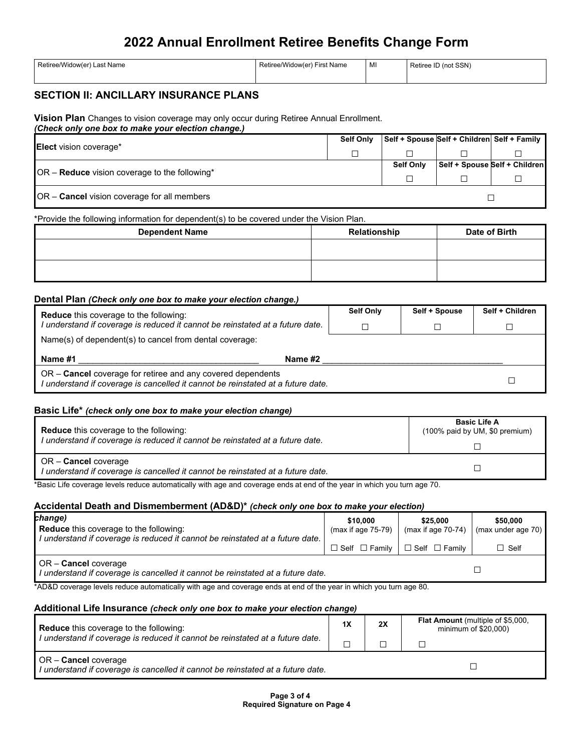# 2022 Annual Enrollment Retiree Benefits Change Form

| Retiree/Widow(er) Last Name | Retiree/Widow(er) First Name | MI | Retiree ID (not SSN) |
|---|---|---|---|
| | | | |

## SECTION II: ANCILLARY INSURANCE PLANS

**Vision Plan** Changes to vision coverage may only occur during Retiree Annual Enrollment.
***(Check only one box to make your election change.)***

| | Self Only | Self + Spouse | Self + Children | Self + Family |
|---|---|---|---|---|
| **Elect** vision coverage* | ☐ | ☐ | ☐ | ☐ |
| | | Self Only | Self + Spouse | Self + Children |
| OR – **Reduce** vision coverage to the following* | | ☐ | ☐ | ☐ |
| OR – **Cancel** vision coverage for all members | | | | ☐ |

*Provide the following information for dependent(s) to be covered under the Vision Plan.

| Dependent Name | Relationship | Date of Birth |
|---|---|---|
| | | |
| | | |

**Dental Plan** ***(Check only one box to make your election change.)***

| | Self Only | Self + Spouse | Self + Children |
|---|---|---|---|
| **Reduce** this coverage to the following:<br>*I understand if coverage is reduced it cannot be reinstated at a future date.* | ☐ | ☐ | ☐ |

Name(s) of dependent(s) to cancel from dental coverage:

**Name #1** ______________________________ **Name #2** ______________________________

OR – **Cancel** coverage for retiree and any covered dependents
*I understand if coverage is cancelled it cannot be reinstated at a future date.* ☐

**Basic Life*** ***(check only one box to make your election change)***

| | Basic Life A (100% paid by UM, $0 premium) |
|---|---|
| **Reduce** this coverage to the following:<br>*I understand if coverage is reduced it cannot be reinstated at a future date.* | ☐ |
| OR – **Cancel** coverage<br>*I understand if coverage is cancelled it cannot be reinstated at a future date.* | ☐ |

*Basic Life coverage levels reduce automatically with age and coverage ends at end of the year in which you turn age 70.

**Accidental Death and Dismemberment (AD&D)*** ***(check only one box to make your election change)***

| | $10,000 (max if age 75-79) | $25,000 (max if age 70-74) | $50,000 (max under age 70) |
|---|---|---|---|
| **Reduce** this coverage to the following:<br>*I understand if coverage is reduced it cannot be reinstated at a future date.* | ☐ Self ☐ Family | ☐ Self ☐ Family | ☐ Self |
| OR – **Cancel** coverage<br>*I understand if coverage is cancelled it cannot be reinstated at a future date.* | | | ☐ |

*AD&D coverage levels reduce automatically with age and coverage ends at end of the year in which you turn age 80.

**Additional Life Insurance** ***(check only one box to make your election change)***

| | 1X | 2X | Flat Amount (multiple of $5,000, minimum of $20,000) |
|---|---|---|---|
| **Reduce** this coverage to the following:<br>*I understand if coverage is reduced it cannot be reinstated at a future date.* | ☐ | ☐ | ☐ |
| OR – **Cancel** coverage<br>*I understand if coverage is cancelled it cannot be reinstated at a future date.* | | | ☐ |

**Required Signature on Page 4**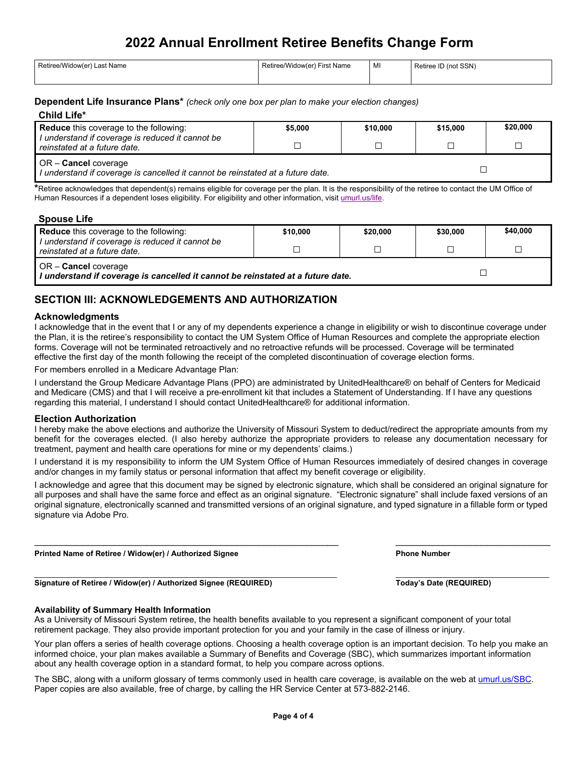# 2022 Annual Enrollment Retiree Benefits Change Form

| Retiree/Widow(er) Last Name | Retiree/Widow(er) First Name | MI | Retiree ID (not SSN) |
|---|---|---|---|
| | | | |

## Dependent Life Insurance Plans* *(check only one box per plan to make your election changes)*

### Child Life*

| **Reduce** this coverage to the following: *I understand if coverage is reduced it cannot be reinstated at a future date.* | $5,000 | $10,000 | $15,000 | $20,000 |
|---|---|---|---|---|
| | ☐ | ☐ | ☐ | ☐ |
| OR – **Cancel** coverage *I understand if coverage is cancelled it cannot be reinstated at a future date.* | | | | ☐ |

*Retiree acknowledges that dependent(s) remains eligible for coverage per the plan. It is the responsibility of the retiree to contact the UM Office of Human Resources if a dependent loses eligibility. For eligibility and other information, visit umurl.us/life.

### Spouse Life

| **Reduce** this coverage to the following: *I understand if coverage is reduced it cannot be reinstated at a future date.* | $10,000 | $20,000 | $30,000 | $40,000 |
|---|---|---|---|---|
| | ☐ | ☐ | ☐ | ☐ |
| OR – **Cancel** coverage ***I understand if coverage is cancelled it cannot be reinstated at a future date.*** | | | | ☐ |

## SECTION III: ACKNOWLEDGEMENTS AND AUTHORIZATION

### Acknowledgments

I acknowledge that in the event that I or any of my dependents experience a change in eligibility or wish to discontinue coverage under the Plan, it is the retiree's responsibility to contact the UM System Office of Human Resources and complete the appropriate election forms. Coverage will not be terminated retroactively and no retroactive refunds will be processed. Coverage will be terminated effective the first day of the month following the receipt of the completed discontinuation of coverage election forms.

For members enrolled in a Medicare Advantage Plan:

I understand the Group Medicare Advantage Plans (PPO) are administrated by UnitedHealthcare® on behalf of Centers for Medicaid and Medicare (CMS) and that I will receive a pre-enrollment kit that includes a Statement of Understanding. If I have any questions regarding this material, I understand I should contact UnitedHealthcare® for additional information.

### Election Authorization

I hereby make the above elections and authorize the University of Missouri System to deduct/redirect the appropriate amounts from my benefit for the coverages elected. (I also hereby authorize the appropriate providers to release any documentation necessary for treatment, payment and health care operations for mine or my dependents' claims.)

I understand it is my responsibility to inform the UM System Office of Human Resources immediately of desired changes in coverage and/or changes in my family status or personal information that affect my benefit coverage or eligibility.

I acknowledge and agree that this document may be signed by electronic signature, which shall be considered an original signature for all purposes and shall have the same force and effect as an original signature. "Electronic signature" shall include faxed versions of an original signature, electronically scanned and transmitted versions of an original signature, and typed signature in a fillable form or typed signature via Adobe Pro.

\_\_\_\_\_\_\_\_\_\_\_\_\_\_\_\_\_\_\_\_\_\_\_\_\_\_\_\_\_\_\_\_\_\_\_\_\_\_\_\_
**Printed Name of Retiree / Widow(er) / Authorized Signee**

\_\_\_\_\_\_\_\_\_\_\_\_\_\_\_\_\_\_\_\_\_\_\_\_
**Phone Number**

\_\_\_\_\_\_\_\_\_\_\_\_\_\_\_\_\_\_\_\_\_\_\_\_\_\_\_\_\_\_\_\_\_\_\_\_\_\_\_\_
**Signature of Retiree / Widow(er) / Authorized Signee (REQUIRED)**

\_\_\_\_\_\_\_\_\_\_\_\_\_\_\_\_\_\_\_\_\_\_\_\_
**Today's Date (REQUIRED)**

**Availability of Summary Health Information**

As a University of Missouri System retiree, the health benefits available to you represent a significant component of your total retirement package. They also provide important protection for you and your family in the case of illness or injury.

Your plan offers a series of health coverage options. Choosing a health coverage option is an important decision. To help you make an informed choice, your plan makes available a Summary of Benefits and Coverage (SBC), which summarizes important information about any health coverage option in a standard format, to help you compare across options.

The SBC, along with a uniform glossary of terms commonly used in health care coverage, is available on the web at umurl.us/SBC. Paper copies are also available, free of charge, by calling the HR Service Center at 573-882-2146.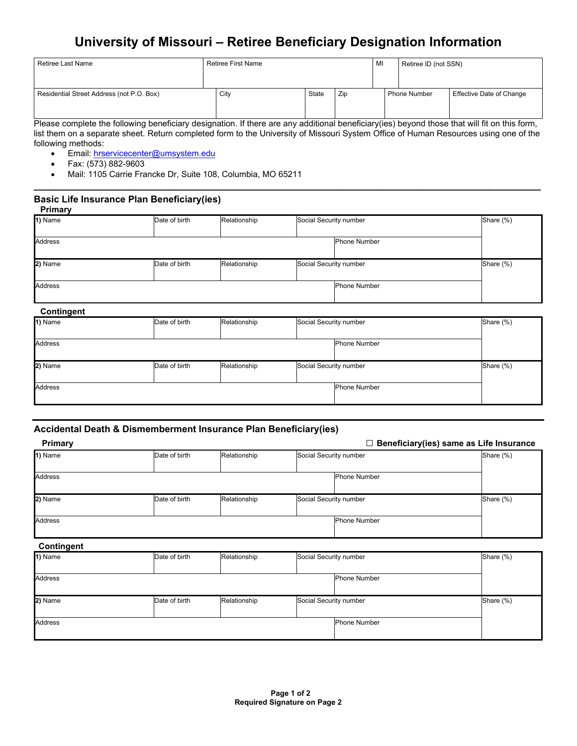# University of Missouri – Retiree Beneficiary Designation Information

| Retiree Last Name | Retiree First Name | MI | Retiree ID (not SSN) |
|---|---|---|---|
| | | | |

| Residential Street Address (not P.O. Box) | City | State | Zip | Phone Number | Effective Date of Change |
|---|---|---|---|---|---|
| | | | | | |

Please complete the following beneficiary designation. If there are any additional beneficiary(ies) beyond those that will fit on this form, list them on a separate sheet. Return completed form to the University of Missouri System Office of Human Resources using one of the following methods:

- Email: hrservicecenter@umsystem.edu
- Fax: (573) 882-9603
- Mail: 1105 Carrie Francke Dr, Suite 108, Columbia, MO 65211

---

## Basic Life Insurance Plan Beneficiary(ies)

**Primary**

| **1)** Name | Date of birth | Relationship | Social Security number | Share (%) |
|---|---|---|---|---|
| Address | | | Phone Number | |
| **2)** Name | Date of birth | Relationship | Social Security number | Share (%) |
| Address | | | Phone Number | |

**Contingent**

| **1)** Name | Date of birth | Relationship | Social Security number | Share (%) |
|---|---|---|---|---|
| Address | | | Phone Number | |
| **2)** Name | Date of birth | Relationship | Social Security number | Share (%) |
| Address | | | Phone Number | |

---

## Accidental Death & Dismemberment Insurance Plan Beneficiary(ies)

**Primary**

☐ **Beneficiary(ies) same as Life Insurance**

| **1)** Name | Date of birth | Relationship | Social Security number | Share (%) |
|---|---|---|---|---|
| Address | | | Phone Number | |
| **2)** Name | Date of birth | Relationship | Social Security number | Share (%) |
| Address | | | Phone Number | |

**Contingent**

| **1)** Name | Date of birth | Relationship | Social Security number | Share (%) |
|---|---|---|---|---|
| Address | | | Phone Number | |
| **2)** Name | Date of birth | Relationship | Social Security number | Share (%) |
| Address | | | Phone Number | |

**Required Signature on Page 2**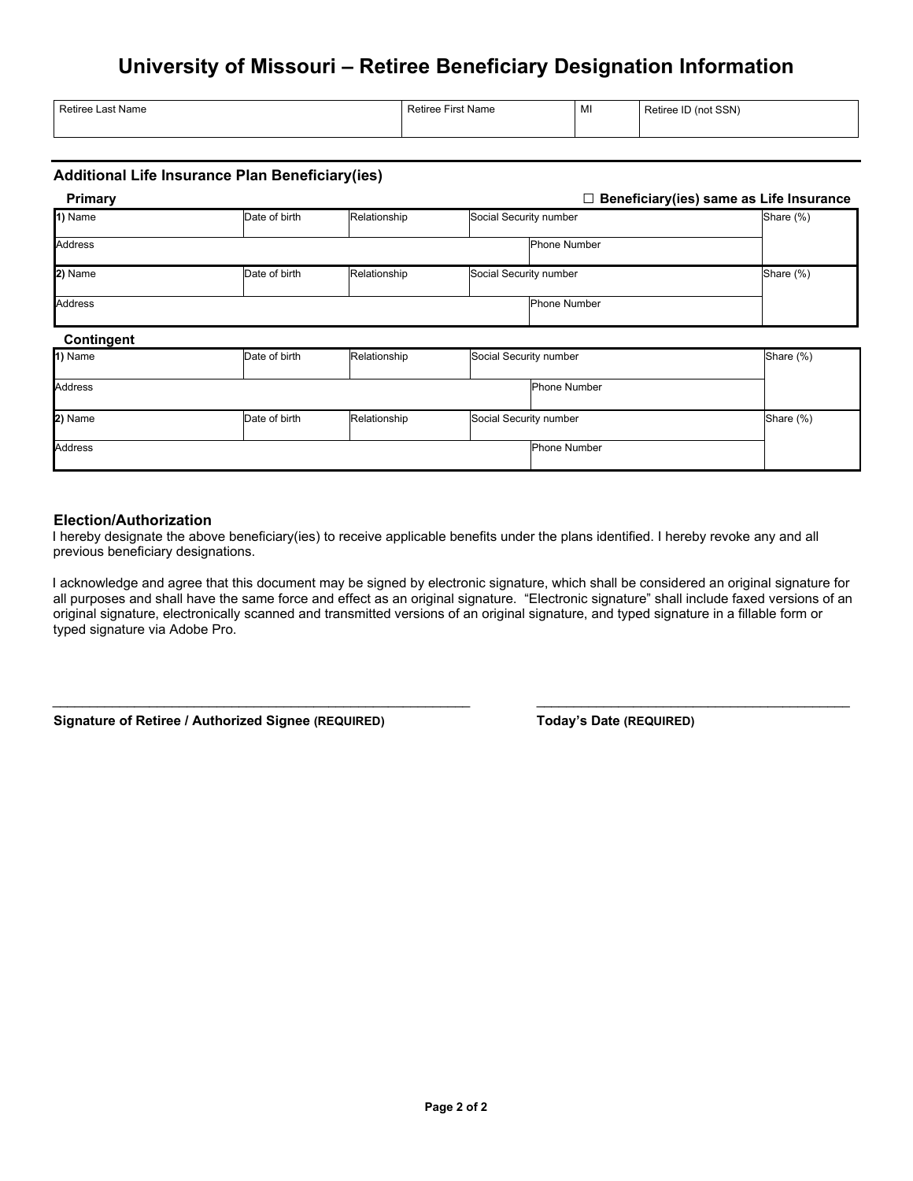# University of Missouri – Retiree Beneficiary Designation Information

| Retiree Last Name | Retiree First Name | MI | Retiree ID (not SSN) |
|---|---|---|---|
| | | | |

## Additional Life Insurance Plan Beneficiary(ies)

**Primary** ☐ **Beneficiary(ies) same as Life Insurance**

| | | | | | |
|---|---|---|---|---|---|
| **1)** Name | Date of birth | Relationship | Social Security number | | Share (%) |
| Address | | | | Phone Number | |
| **2)** Name | Date of birth | Relationship | Social Security number | | Share (%) |
| Address | | | | Phone Number | |

**Contingent**

| | | | | | |
|---|---|---|---|---|---|
| **1)** Name | Date of birth | Relationship | Social Security number | | Share (%) |
| Address | | | | Phone Number | |
| **2)** Name | Date of birth | Relationship | Social Security number | | Share (%) |
| Address | | | | Phone Number | |

### Election/Authorization

I hereby designate the above beneficiary(ies) to receive applicable benefits under the plans identified. I hereby revoke any and all previous beneficiary designations.

I acknowledge and agree that this document may be signed by electronic signature, which shall be considered an original signature for all purposes and shall have the same force and effect as an original signature. "Electronic signature" shall include faxed versions of an original signature, electronically scanned and transmitted versions of an original signature, and typed signature in a fillable form or typed signature via Adobe Pro.

______________________________________________________ ____________________________________________

**Signature of Retiree / Authorized Signee (REQUIRED)** **Today's Date (REQUIRED)**